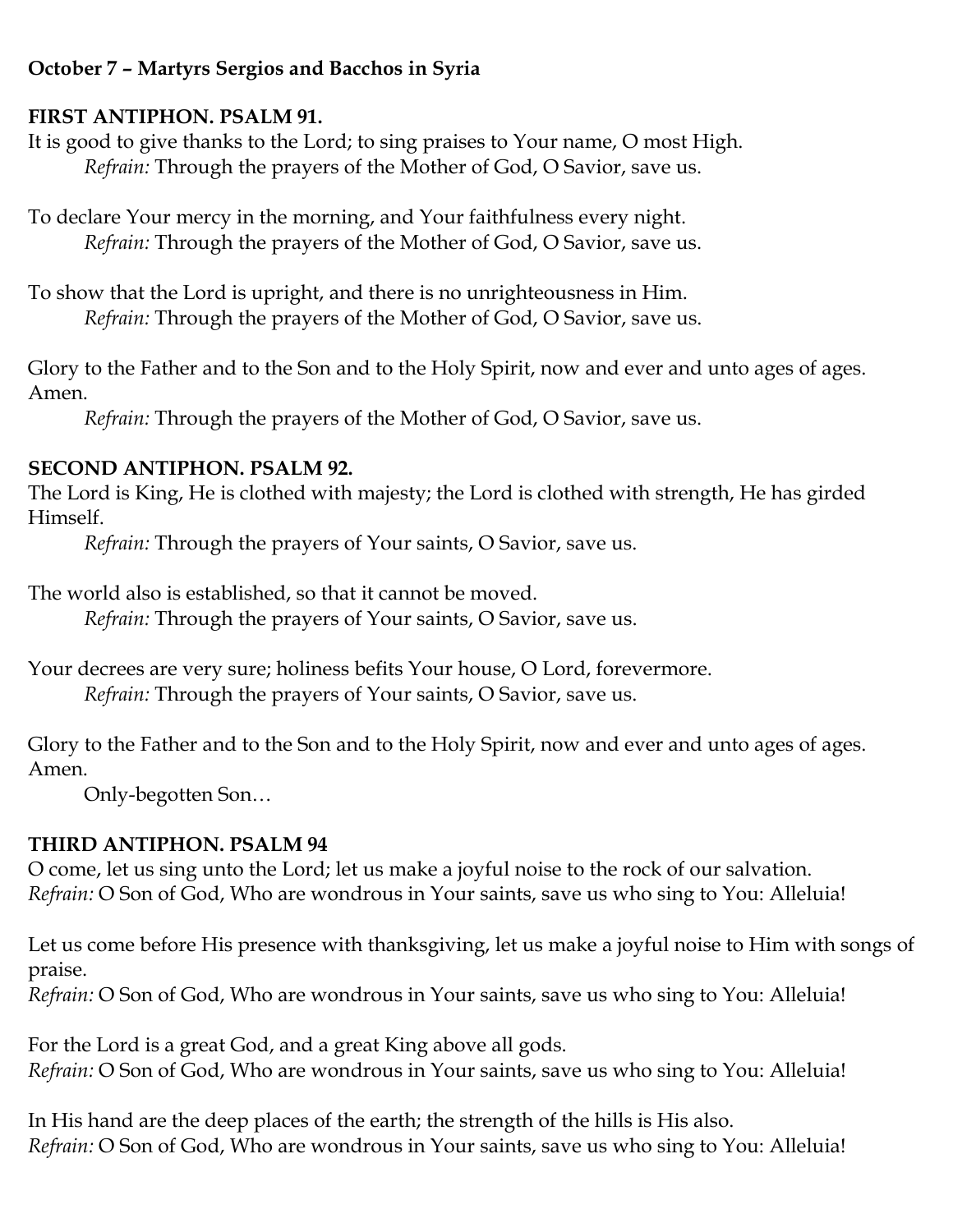**October 7 – Martyrs Sergios and Bacchos in Syria**

**FIRST ANTIPHON. PSALM 91.**

It is good to give thanks to the Lord; to sing praises to Your name, O most High.

*Refrain:* Through the prayers of the Mother of God, O Savior, save us.

To declare Your mercy in the morning, and Your faithfulness every night.

*Refrain:* Through the prayers of the Mother of God, O Savior, save us.

To show that the Lord is upright, and there is no unrighteousness in Him.

*Refrain:* Through the prayers of the Mother of God, O Savior, save us.

Glory to the Father and to the Son and to the Holy Spirit, now and ever and unto ages of ages. Amen.

*Refrain:* Through the prayers of the Mother of God, O Savior, save us.

**SECOND ANTIPHON. PSALM 92.**

The Lord is King, He is clothed with majesty; the Lord is clothed with strength, He has girded Himself.

*Refrain:* Through the prayers of Your saints, O Savior, save us.

The world also is established, so that it cannot be moved.

*Refrain:* Through the prayers of Your saints, O Savior, save us.

Your decrees are very sure; holiness befits Your house, O Lord, forevermore.

*Refrain:* Through the prayers of Your saints, O Savior, save us.

Glory to the Father and to the Son and to the Holy Spirit, now and ever and unto ages of ages. Amen.

Only-begotten Son…

**THIRD ANTIPHON. PSALM 94**

O come, let us sing unto the Lord; let us make a joyful noise to the rock of our salvation.

*Refrain:* O Son of God, Who are wondrous in Your saints, save us who sing to You: Alleluia!

Let us come before His presence with thanksgiving, let us make a joyful noise to Him with songs of praise.

*Refrain:* O Son of God, Who are wondrous in Your saints, save us who sing to You: Alleluia!

For the Lord is a great God, and a great King above all gods.

*Refrain:* O Son of God, Who are wondrous in Your saints, save us who sing to You: Alleluia!

In His hand are the deep places of the earth; the strength of the hills is His also.

*Refrain:* O Son of God, Who are wondrous in Your saints, save us who sing to You: Alleluia!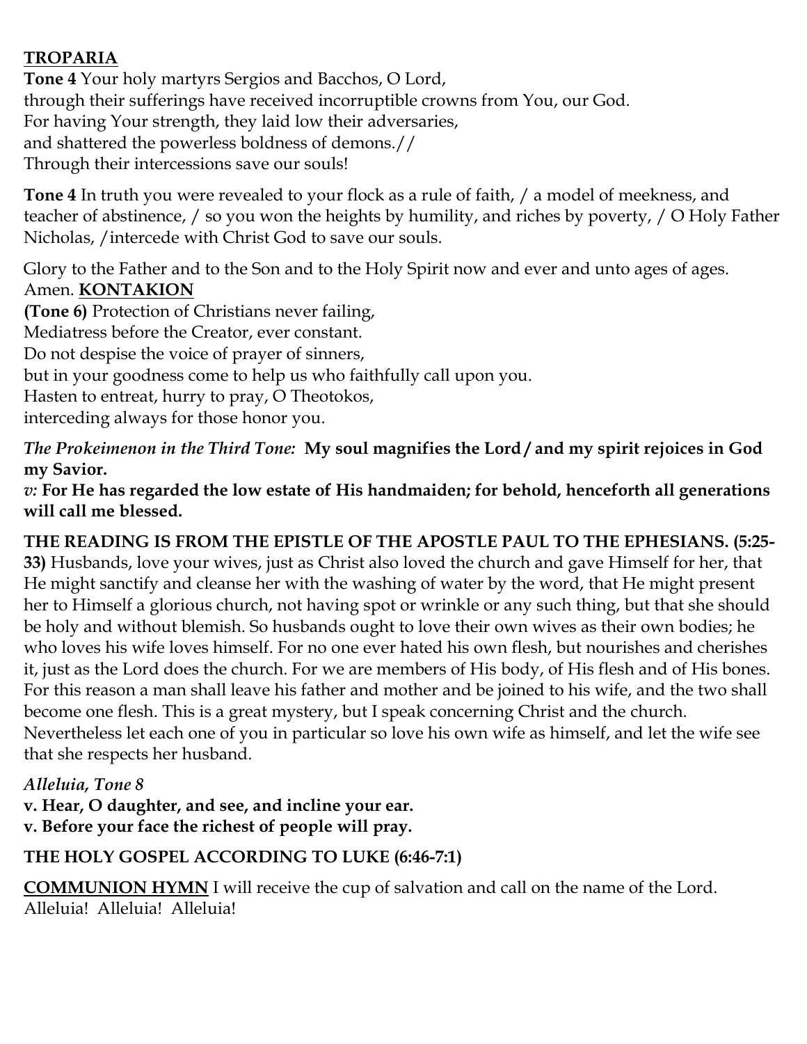**<u>TROPARIA</u>**

**Tone 4** Your holy martyrs Sergios and Bacchos, O Lord,
through their sufferings have received incorruptible crowns from You, our God.
For having Your strength, they laid low their adversaries,
and shattered the powerless boldness of demons.//
Through their intercessions save our souls!

**Tone 4** In truth you were revealed to your flock as a rule of faith, / a model of meekness, and teacher of abstinence, / so you won the heights by humility, and riches by poverty, / O Holy Father Nicholas, /intercede with Christ God to save our souls.

Glory to the Father and to the Son and to the Holy Spirit now and ever and unto ages of ages. Amen. **<u>KONTAKION</u>**

**(Tone 6)** Protection of Christians never failing,
Mediatress before the Creator, ever constant.
Do not despise the voice of prayer of sinners,
but in your goodness come to help us who faithfully call upon you.
Hasten to entreat, hurry to pray, O Theotokos,
interceding always for those honor you.

*The Prokeimenon in the Third Tone:* **My soul magnifies the Lord / and my spirit rejoices in God my Savior.**

*v:* **For He has regarded the low estate of His handmaiden; for behold, henceforth all generations will call me blessed.**

**THE READING IS FROM THE EPISTLE OF THE APOSTLE PAUL TO THE EPHESIANS. (5:25-33)** Husbands, love your wives, just as Christ also loved the church and gave Himself for her, that He might sanctify and cleanse her with the washing of water by the word, that He might present her to Himself a glorious church, not having spot or wrinkle or any such thing, but that she should be holy and without blemish. So husbands ought to love their own wives as their own bodies; he who loves his wife loves himself. For no one ever hated his own flesh, but nourishes and cherishes it, just as the Lord does the church. For we are members of His body, of His flesh and of His bones. For this reason a man shall leave his father and mother and be joined to his wife, and the two shall become one flesh. This is a great mystery, but I speak concerning Christ and the church. Nevertheless let each one of you in particular so love his own wife as himself, and let the wife see that she respects her husband.

*Alleluia, Tone 8*

**v. Hear, O daughter, and see, and incline your ear.**
**v. Before your face the richest of people will pray.**

**THE HOLY GOSPEL ACCORDING TO LUKE (6:46-7:1)**

**<u>COMMUNION HYMN</u>** I will receive the cup of salvation and call on the name of the Lord. Alleluia! Alleluia! Alleluia!